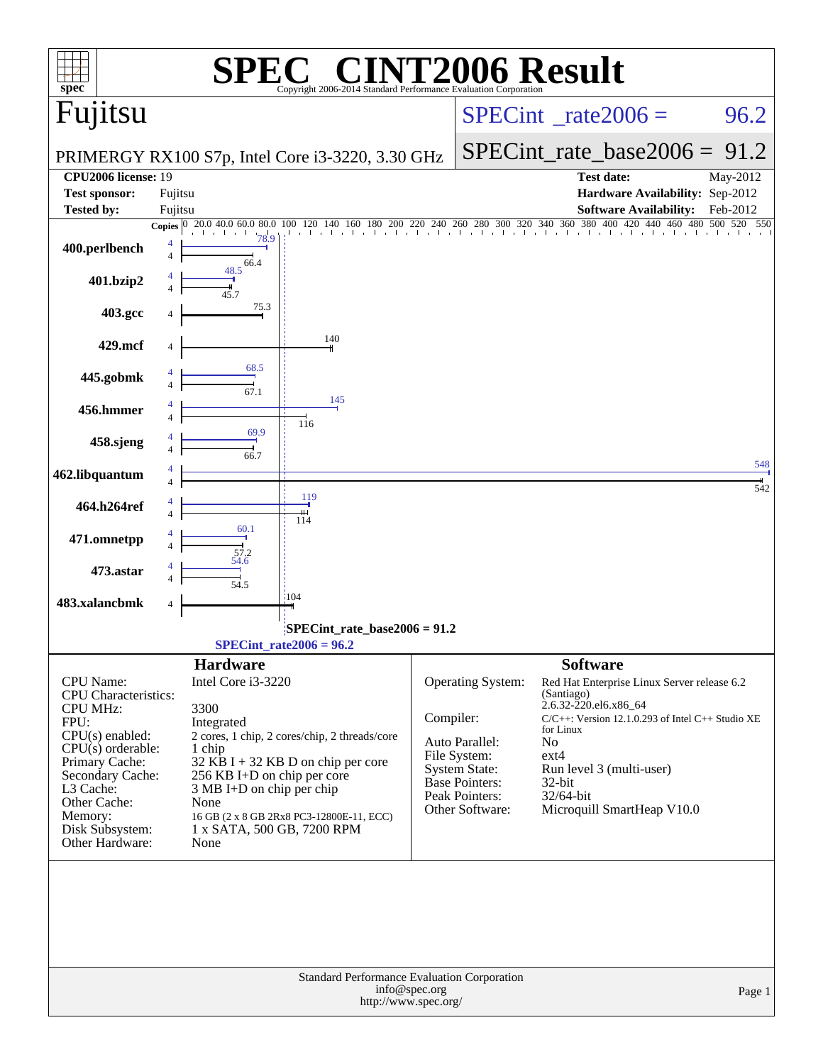# SPEC® CINT2006 Result

Copyright 2006-2014 Standard Performance Evaluation Corporation

## Fujitsu

PRIMERGY RX100 S7p, Intel Core i3-3220, 3.30 GHz

SPECint_rate2006 = 96.2

SPECint_rate_base2006 = 91.2

| | | | |
|---|---|---|---|
| **CPU2006 license:** | 19 | **Test date:** | May-2012 |
| **Test sponsor:** | Fujitsu | **Hardware Availability:** | Sep-2012 |
| **Tested by:** | Fujitsu | **Software Availability:** | Feb-2012 |

| Benchmark | Copies | Peak | Base |
|---|---|---|---|
| 400.perlbench | 4 | 78.9 | 66.4 |
| 401.bzip2 | 4 | 48.5 | 45.7 |
| 403.gcc | 4 | | 75.3 |
| 429.mcf | 4 | | 140 |
| 445.gobmk | 4 | 68.5 | 67.1 |
| 456.hmmer | 4 | 145 | 116 |
| 458.sjeng | 4 | 69.9 | 66.7 |
| 462.libquantum | 4 | 548 | 542 |
| 464.h264ref | 4 | 119 | 114 |
| 471.omnetpp | 4 | 60.1 | 57.2 |
| 473.astar | 4 | 54.6 | 54.5 |
| 483.xalancbmk | 4 | | 104 |

SPECint_rate_base2006 = 91.2

SPECint_rate2006 = 96.2

## Hardware

| | |
|---|---|
| CPU Name: | Intel Core i3-3220 |
| CPU Characteristics: | |
| CPU MHz: | 3300 |
| FPU: | Integrated |
| CPU(s) enabled: | 2 cores, 1 chip, 2 cores/chip, 2 threads/core |
| CPU(s) orderable: | 1 chip |
| Primary Cache: | 32 KB I + 32 KB D on chip per core |
| Secondary Cache: | 256 KB I+D on chip per core |
| L3 Cache: | 3 MB I+D on chip per chip |
| Other Cache: | None |
| Memory: | 16 GB (2 x 8 GB 2Rx8 PC3-12800E-11, ECC) |
| Disk Subsystem: | 1 x SATA, 500 GB, 7200 RPM |
| Other Hardware: | None |

## Software

| | |
|---|---|
| Operating System: | Red Hat Enterprise Linux Server release 6.2 (Santiago) 2.6.32-220.el6.x86_64 |
| Compiler: | C/C++: Version 12.1.0.293 of Intel C++ Studio XE for Linux |
| Auto Parallel: | No |
| File System: | ext4 |
| System State: | Run level 3 (multi-user) |
| Base Pointers: | 32-bit |
| Peak Pointers: | 32/64-bit |
| Other Software: | Microquill SmartHeap V10.0 |

Standard Performance Evaluation Corporation
info@spec.org
http://www.spec.org/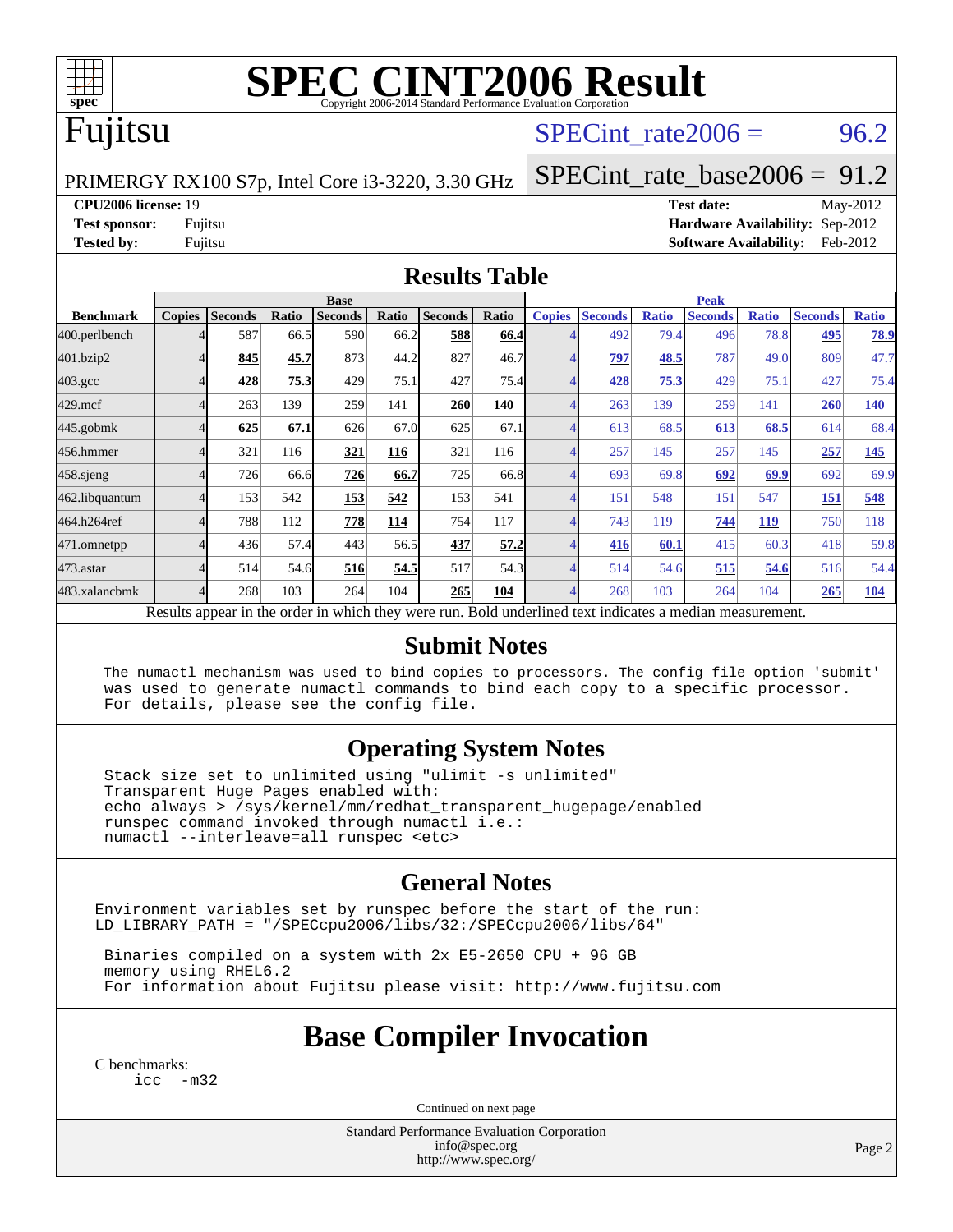# SPEC CINT2006 Result

Copyright 2006-2014 Standard Performance Evaluation Corporation

# Fujitsu

PRIMERGY RX100 S7p, Intel Core i3-3220, 3.30 GHz

SPECint_rate2006 = 96.2

SPECint_rate_base2006 = 91.2

**CPU2006 license:** 19
**Test sponsor:** Fujitsu
**Tested by:** Fujitsu

**Test date:** May-2012
**Hardware Availability:** Sep-2012
**Software Availability:** Feb-2012

## Results Table

| Benchmark | Base | | | | | | | Peak | | | | | | |
|---|---|---|---|---|---|---|---|---|---|---|---|---|---|---|
| | Copies | Seconds | Ratio | Seconds | Ratio | Seconds | Ratio | Copies | Seconds | Ratio | Seconds | Ratio | Seconds | Ratio |
| 400.perlbench | 4 | 587 | 66.5 | 590 | 66.2 | **588** | **66.4** | 4 | 492 | 79.4 | 496 | 78.8 | **495** | **78.9** |
| 401.bzip2 | 4 | **845** | **45.7** | 873 | 44.2 | 827 | 46.7 | 4 | **797** | **48.5** | 787 | 49.0 | 809 | 47.7 |
| 403.gcc | 4 | **428** | **75.3** | 429 | 75.1 | 427 | 75.4 | 4 | **428** | **75.3** | 429 | 75.1 | 427 | 75.4 |
| 429.mcf | 4 | 263 | 139 | 259 | 141 | **260** | **140** | 4 | 263 | 139 | 259 | 141 | **260** | **140** |
| 445.gobmk | 4 | **625** | **67.1** | 626 | 67.0 | 625 | 67.1 | 4 | 613 | 68.5 | **613** | **68.5** | 614 | 68.4 |
| 456.hmmer | 4 | 321 | 116 | **321** | **116** | 321 | 116 | 4 | 257 | 145 | 257 | 145 | **257** | **145** |
| 458.sjeng | 4 | 726 | 66.6 | **726** | **66.7** | 725 | 66.8 | 4 | 693 | 69.8 | **692** | **69.9** | 692 | 69.9 |
| 462.libquantum | 4 | 153 | 542 | **153** | **542** | 153 | 541 | 4 | 151 | 548 | 151 | 547 | **151** | **548** |
| 464.h264ref | 4 | 788 | 112 | **778** | **114** | 754 | 117 | 4 | 743 | 119 | **744** | **119** | 750 | 118 |
| 471.omnetpp | 4 | 436 | 57.4 | 443 | 56.5 | **437** | **57.2** | 4 | **416** | **60.1** | 415 | 60.3 | 418 | 59.8 |
| 473.astar | 4 | 514 | 54.6 | **516** | **54.5** | 517 | 54.3 | 4 | 514 | 54.6 | **515** | **54.6** | 516 | 54.4 |
| 483.xalancbmk | 4 | 268 | 103 | 264 | 104 | **265** | **104** | 4 | 268 | 103 | 264 | 104 | **265** | **104** |

Results appear in the order in which they were run. Bold underlined text indicates a median measurement.

## Submit Notes

```
The numactl mechanism was used to bind copies to processors. The config file option 'submit'
was used to generate numactl commands to bind each copy to a specific processor.
For details, please see the config file.
```

## Operating System Notes

```
Stack size set to unlimited using "ulimit -s unlimited"
Transparent Huge Pages enabled with:
echo always > /sys/kernel/mm/redhat_transparent_hugepage/enabled
runspec command invoked through numactl i.e.:
numactl --interleave=all runspec <etc>
```

## General Notes

```
Environment variables set by runspec before the start of the run:
LD_LIBRARY_PATH = "/SPECcpu2006/libs/32:/SPECcpu2006/libs/64"

 Binaries compiled on a system with 2x E5-2650 CPU + 96 GB
 memory using RHEL6.2
 For information about Fujitsu please visit: http://www.fujitsu.com
```

# Base Compiler Invocation

C benchmarks:
```
icc -m32
```

Continued on next page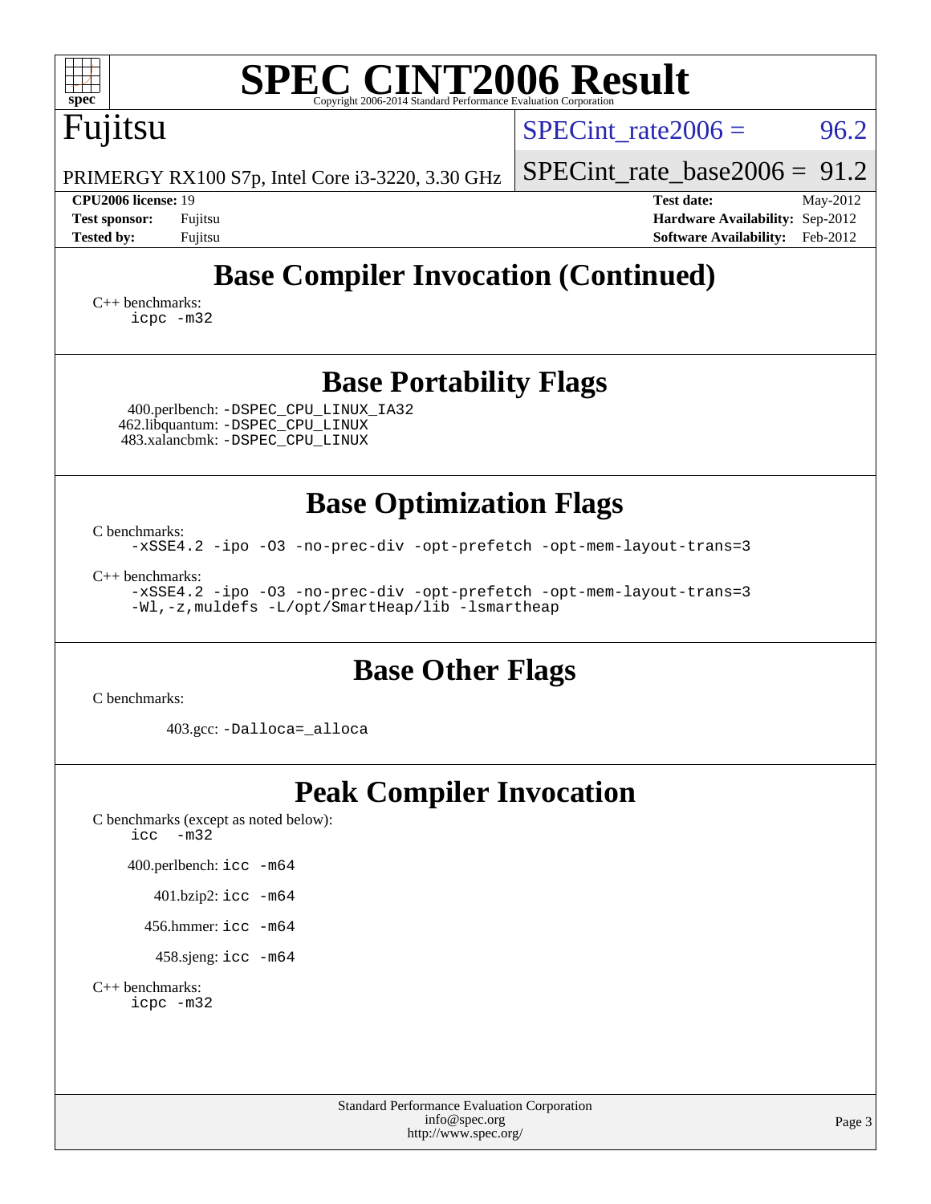## Base Compiler Invocation (Continued)

C++ benchmarks:
```
icpc -m32
```

## Base Portability Flags

400.perlbench: `-DSPEC_CPU_LINUX_IA32`
462.libquantum: `-DSPEC_CPU_LINUX`
483.xalancbmk: `-DSPEC_CPU_LINUX`

## Base Optimization Flags

C benchmarks:
```
-xSSE4.2 -ipo -O3 -no-prec-div -opt-prefetch -opt-mem-layout-trans=3
```

C++ benchmarks:
```
-xSSE4.2 -ipo -O3 -no-prec-div -opt-prefetch -opt-mem-layout-trans=3
-Wl,-z,muldefs -L/opt/SmartHeap/lib -lsmartheap
```

## Base Other Flags

C benchmarks:

403.gcc: `-Dalloca=_alloca`

## Peak Compiler Invocation

C benchmarks (except as noted below):
```
icc  -m32
```

400.perlbench: `icc -m64`

401.bzip2: `icc -m64`

456.hmmer: `icc -m64`

458.sjeng: `icc -m64`

C++ benchmarks:
```
icpc -m32
```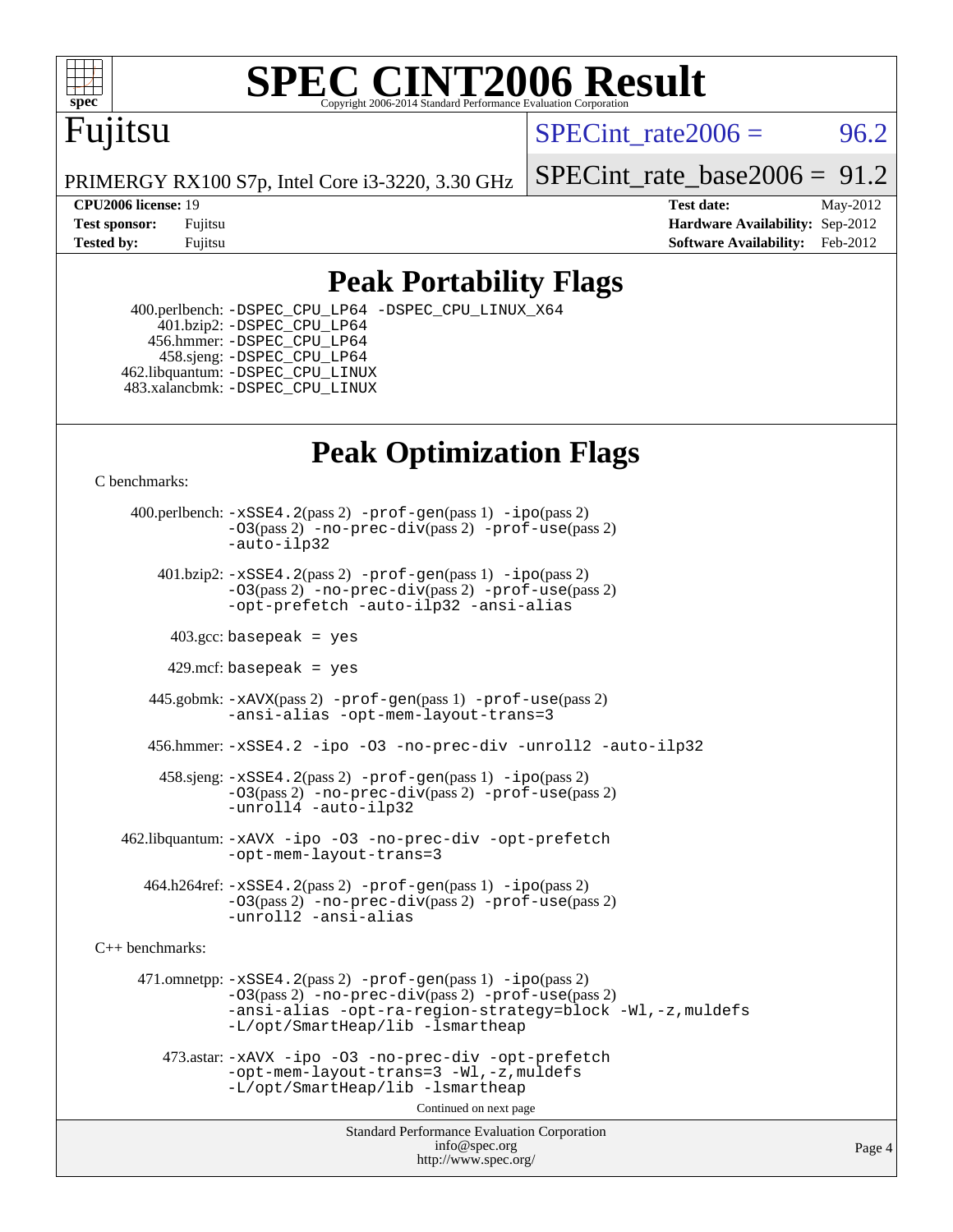# SPEC CINT2006 Result

Copyright 2006-2014 Standard Performance Evaluation Corporation

## Fujitsu

PRIMERGY RX100 S7p, Intel Core i3-3220, 3.30 GHz

SPECint_rate2006 = 96.2

SPECint_rate_base2006 = 91.2

| | | | |
|---|---|---|---|
| **CPU2006 license:** | 19 | **Test date:** | May-2012 |
| **Test sponsor:** | Fujitsu | **Hardware Availability:** | Sep-2012 |
| **Tested by:** | Fujitsu | **Software Availability:** | Feb-2012 |

## Peak Portability Flags

400.perlbench: -DSPEC_CPU_LP64 -DSPEC_CPU_LINUX_X64
401.bzip2: -DSPEC_CPU_LP64
456.hmmer: -DSPEC_CPU_LP64
458.sjeng: -DSPEC_CPU_LP64
462.libquantum: -DSPEC_CPU_LINUX
483.xalancbmk: -DSPEC_CPU_LINUX

## Peak Optimization Flags

C benchmarks:

400.perlbench: -xSSE4.2(pass 2) -prof-gen(pass 1) -ipo(pass 2) -O3(pass 2) -no-prec-div(pass 2) -prof-use(pass 2) -auto-ilp32

401.bzip2: -xSSE4.2(pass 2) -prof-gen(pass 1) -ipo(pass 2) -O3(pass 2) -no-prec-div(pass 2) -prof-use(pass 2) -opt-prefetch -auto-ilp32 -ansi-alias

403.gcc: basepeak = yes

429.mcf: basepeak = yes

445.gobmk: -xAVX(pass 2) -prof-gen(pass 1) -prof-use(pass 2) -ansi-alias -opt-mem-layout-trans=3

456.hmmer: -xSSE4.2 -ipo -O3 -no-prec-div -unroll2 -auto-ilp32

458.sjeng: -xSSE4.2(pass 2) -prof-gen(pass 1) -ipo(pass 2) -O3(pass 2) -no-prec-div(pass 2) -prof-use(pass 2) -unroll4 -auto-ilp32

462.libquantum: -xAVX -ipo -O3 -no-prec-div -opt-prefetch -opt-mem-layout-trans=3

464.h264ref: -xSSE4.2(pass 2) -prof-gen(pass 1) -ipo(pass 2) -O3(pass 2) -no-prec-div(pass 2) -prof-use(pass 2) -unroll2 -ansi-alias

C++ benchmarks:

471.omnetpp: -xSSE4.2(pass 2) -prof-gen(pass 1) -ipo(pass 2) -O3(pass 2) -no-prec-div(pass 2) -prof-use(pass 2) -ansi-alias -opt-ra-region-strategy=block -Wl,-z,muldefs -L/opt/SmartHeap/lib -lsmartheap

473.astar: -xAVX -ipo -O3 -no-prec-div -opt-prefetch -opt-mem-layout-trans=3 -Wl,-z,muldefs -L/opt/SmartHeap/lib -lsmartheap

Continued on next page

Standard Performance Evaluation Corporation
info@spec.org
http://www.spec.org/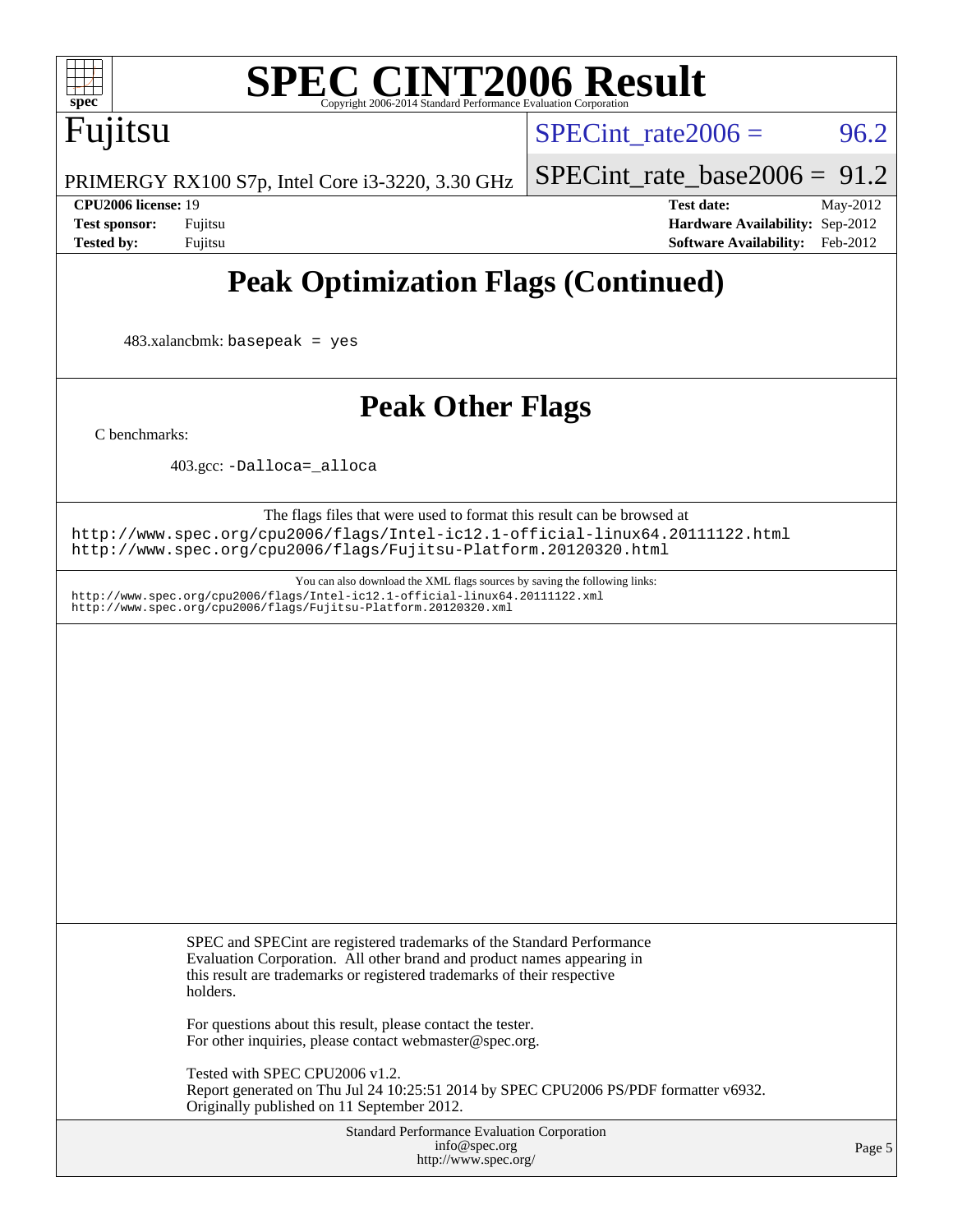# Peak Optimization Flags (Continued)

483.xalancbmk: basepeak = yes

# Peak Other Flags

C benchmarks:

403.gcc: -Dalloca=_alloca

The flags files that were used to format this result can be browsed at
http://www.spec.org/cpu2006/flags/Intel-ic12.1-official-linux64.20111122.html
http://www.spec.org/cpu2006/flags/Fujitsu-Platform.20120320.html

You can also download the XML flags sources by saving the following links:
http://www.spec.org/cpu2006/flags/Intel-ic12.1-official-linux64.20111122.xml
http://www.spec.org/cpu2006/flags/Fujitsu-Platform.20120320.xml

SPEC and SPECint are registered trademarks of the Standard Performance Evaluation Corporation. All other brand and product names appearing in this result are trademarks or registered trademarks of their respective holders.

For questions about this result, please contact the tester.
For other inquiries, please contact webmaster@spec.org.

Tested with SPEC CPU2006 v1.2.
Report generated on Thu Jul 24 10:25:51 2014 by SPEC CPU2006 PS/PDF formatter v6932.
Originally published on 11 September 2012.